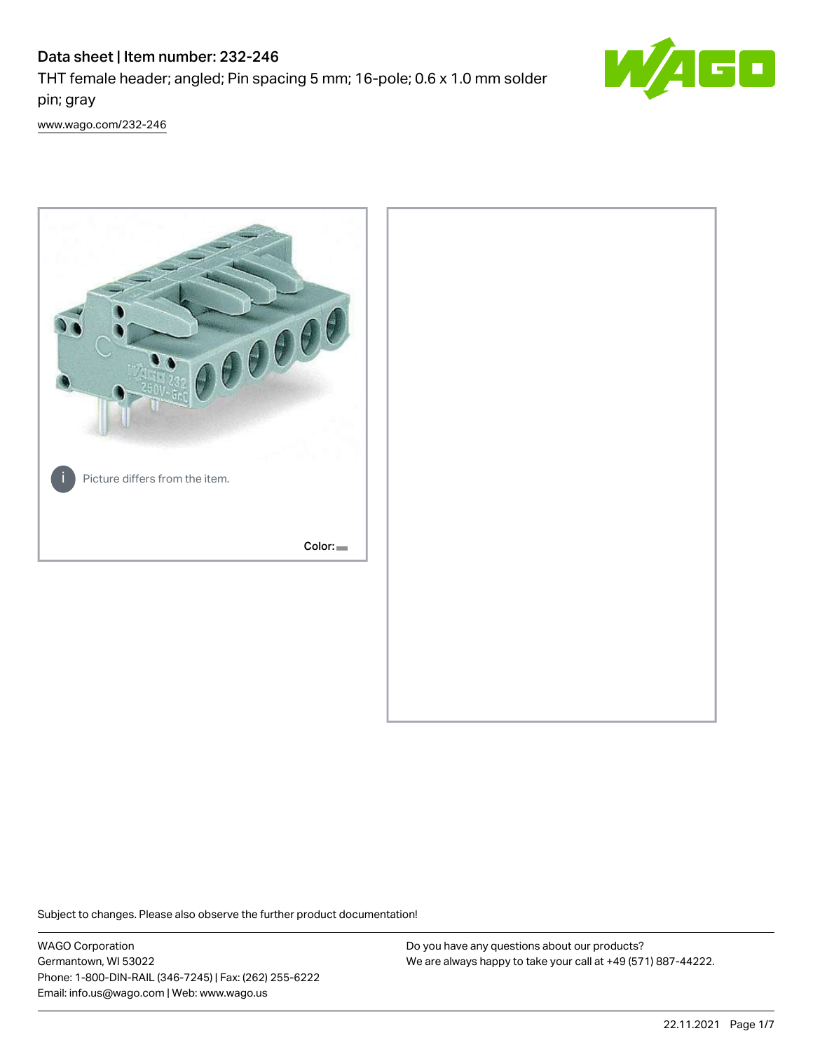# Data sheet | Item number: 232-246

THT female header; angled; Pin spacing 5 mm; 16-pole; 0.6 x 1.0 mm solder pin; gray

[www.wago.com/232-246](http://www.wago.com/232-246)

Picture differs from the item.

Color:

Subject to changes. Please also observe the further product documentation!

WAGO Corporation
Germantown, WI 53022
Phone: 1-800-DIN-RAIL (346-7245) | Fax: (262) 255-6222
Email: info.us@wago.com | Web: www.wago.us

Do you have any questions about our products?
We are always happy to take your call at +49 (571) 887-44222.

22.11.2021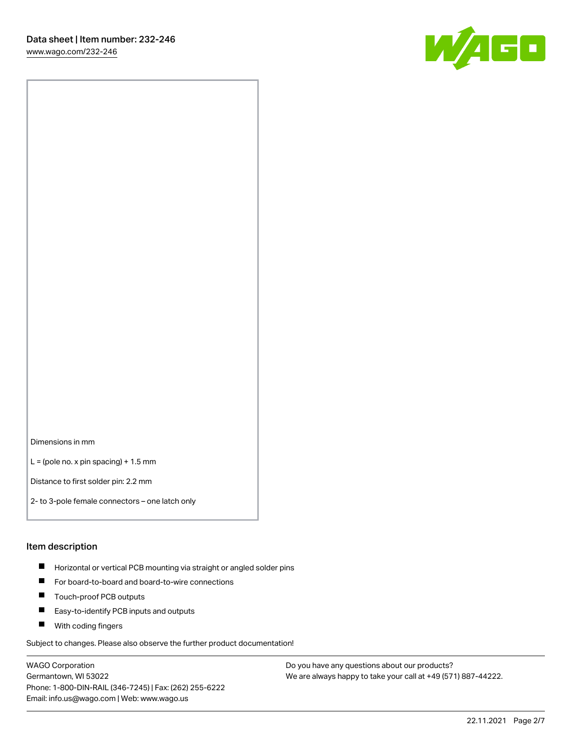Dimensions in mm

L = (pole no. x pin spacing) + 1.5 mm

Distance to first solder pin: 2.2 mm

2- to 3-pole female connectors – one latch only

## Item description

- Horizontal or vertical PCB mounting via straight or angled solder pins
- For board-to-board and board-to-wire connections
- Touch-proof PCB outputs
- Easy-to-identify PCB inputs and outputs
- With coding fingers

Subject to changes. Please also observe the further product documentation!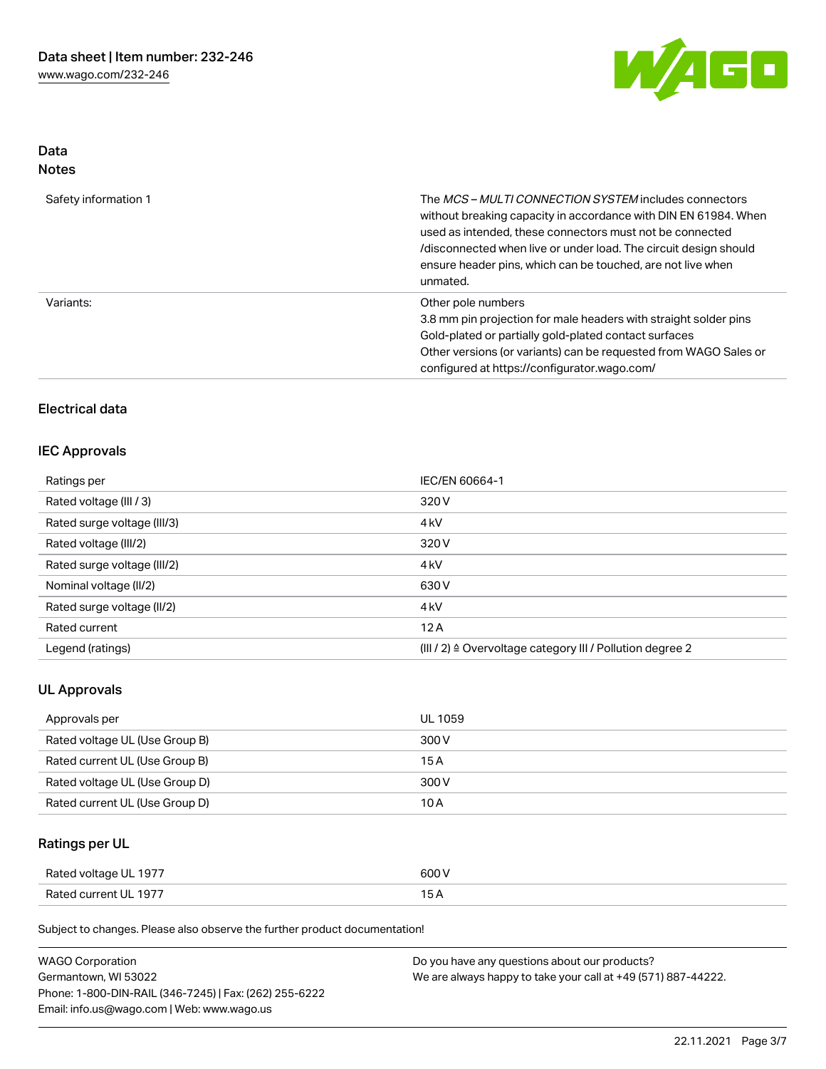## Data
### Notes

| | |
|---|---|
| Safety information 1 | The *MCS – MULTI CONNECTION SYSTEM* includes connectors without breaking capacity in accordance with DIN EN 61984. When used as intended, these connectors must not be connected /disconnected when live or under load. The circuit design should ensure header pins, which can be touched, are not live when unmated. |
| Variants: | Other pole numbers<br>3.8 mm pin projection for male headers with straight solder pins<br>Gold-plated or partially gold-plated contact surfaces<br>Other versions (or variants) can be requested from WAGO Sales or configured at https://configurator.wago.com/ |

## Electrical data

### IEC Approvals

| | |
|---|---|
| Ratings per | IEC/EN 60664-1 |
| Rated voltage (III / 3) | 320 V |
| Rated surge voltage (III/3) | 4 kV |
| Rated voltage (III/2) | 320 V |
| Rated surge voltage (III/2) | 4 kV |
| Nominal voltage (II/2) | 630 V |
| Rated surge voltage (II/2) | 4 kV |
| Rated current | 12 A |
| Legend (ratings) | (III / 2) ≙ Overvoltage category III / Pollution degree 2 |

### UL Approvals

| | |
|---|---|
| Approvals per | UL 1059 |
| Rated voltage UL (Use Group B) | 300 V |
| Rated current UL (Use Group B) | 15 A |
| Rated voltage UL (Use Group D) | 300 V |
| Rated current UL (Use Group D) | 10 A |

### Ratings per UL

| | |
|---|---|
| Rated voltage UL 1977 | 600 V |
| Rated current UL 1977 | 15 A |

Subject to changes. Please also observe the further product documentation!

WAGO Corporation
Germantown, WI 53022
Phone: 1-800-DIN-RAIL (346-7245) | Fax: (262) 255-6222
Email: info.us@wago.com | Web: www.wago.us

Do you have any questions about our products?
We are always happy to take your call at +49 (571) 887-44222.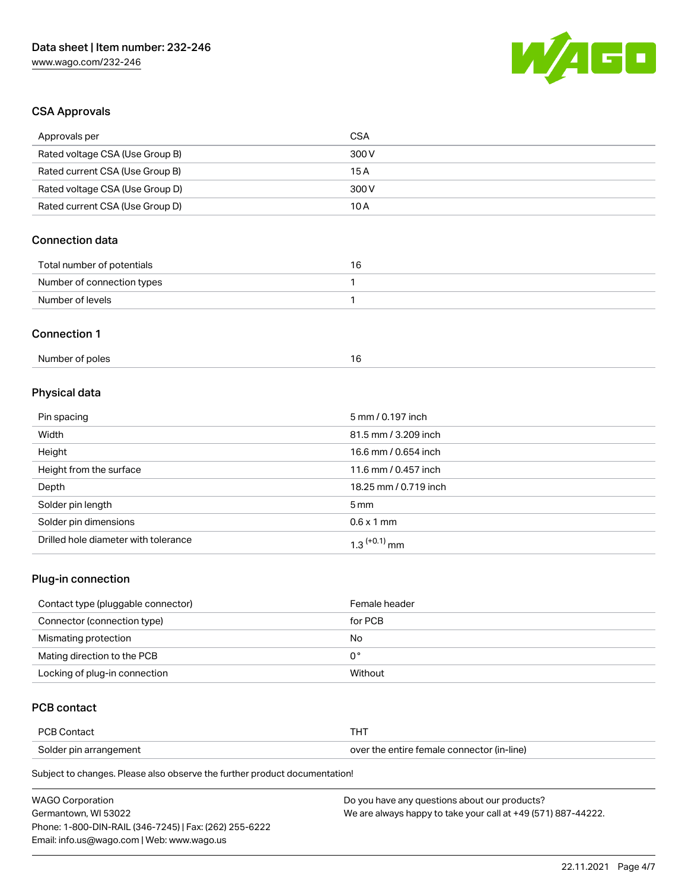## CSA Approvals

| Approvals per | CSA |
| --- | --- |
| Rated voltage CSA (Use Group B) | 300 V |
| Rated current CSA (Use Group B) | 15 A |
| Rated voltage CSA (Use Group D) | 300 V |
| Rated current CSA (Use Group D) | 10 A |

## Connection data

| Total number of potentials | 16 |
| --- | --- |
| Number of connection types | 1 |
| Number of levels | 1 |

## Connection 1

| Number of poles | 16 |
| --- | --- |

## Physical data

| Pin spacing | 5 mm / 0.197 inch |
| --- | --- |
| Width | 81.5 mm / 3.209 inch |
| Height | 16.6 mm / 0.654 inch |
| Height from the surface | 11.6 mm / 0.457 inch |
| Depth | 18.25 mm / 0.719 inch |
| Solder pin length | 5 mm |
| Solder pin dimensions | 0.6 x 1 mm |
| Drilled hole diameter with tolerance | $1.3^{(+0.1)}$ mm |

## Plug-in connection

| Contact type (pluggable connector) | Female header |
| --- | --- |
| Connector (connection type) | for PCB |
| Mismatching protection | No |
| Mating direction to the PCB | 0° |
| Locking of plug-in connection | Without |

## PCB contact

| PCB Contact | THT |
| --- | --- |
| Solder pin arrangement | over the entire female connector (in-line) |

Subject to changes. Please also observe the further product documentation!

WAGO Corporation
Germantown, WI 53022
Phone: 1-800-DIN-RAIL (346-7245) | Fax: (262) 255-6222
Email: info.us@wago.com | Web: www.wago.us

Do you have any questions about our products?
We are always happy to take your call at +49 (571) 887-44222.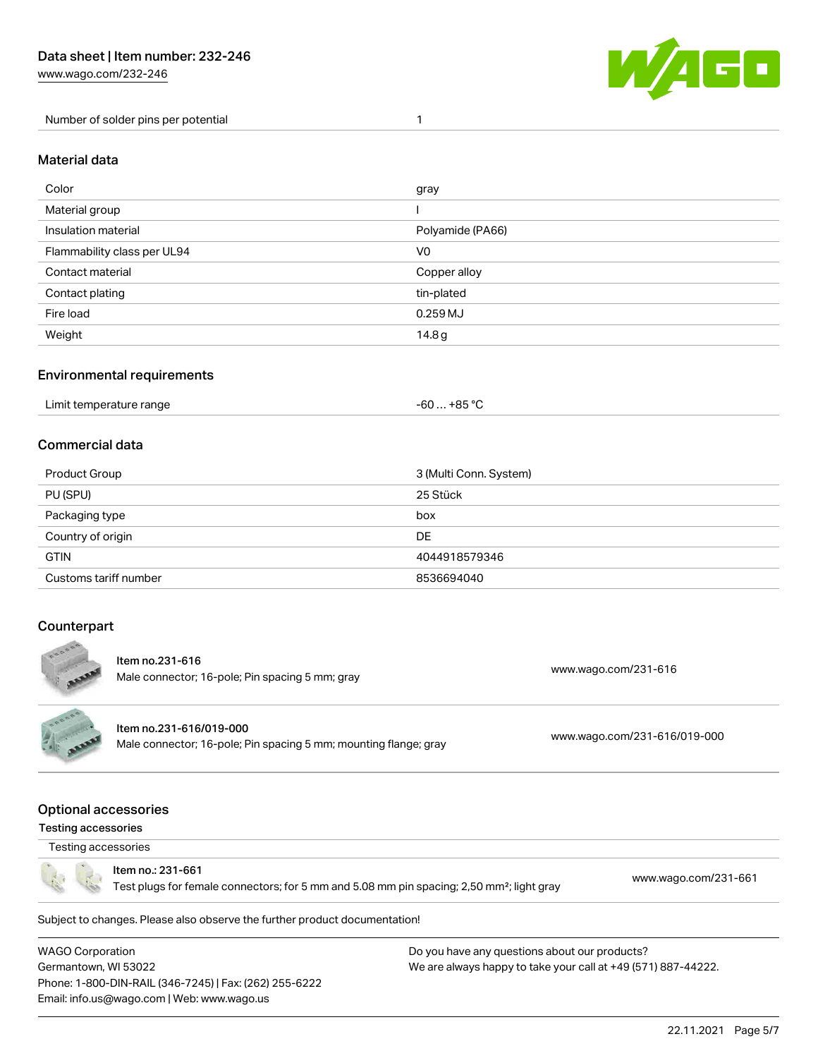| Number of solder pins per potential | 1 |
| --- | --- |

## Material data

| Color | gray |
| --- | --- |
| Material group | I |
| Insulation material | Polyamide (PA66) |
| Flammability class per UL94 | V0 |
| Contact material | Copper alloy |
| Contact plating | tin-plated |
| Fire load | 0.259 MJ |
| Weight | 14.8 g |

## Environmental requirements

| Limit temperature range | -60 … +85 °C |
| --- | --- |

## Commercial data

| Product Group | 3 (Multi Conn. System) |
| --- | --- |
| PU (SPU) | 25 Stück |
| Packaging type | box |
| Country of origin | DE |
| GTIN | 4044918579346 |
| Customs tariff number | 8536694040 |

## Counterpart

Item no.231-616
Male connector; 16-pole; Pin spacing 5 mm; gray
www.wago.com/231-616

Item no.231-616/019-000
Male connector; 16-pole; Pin spacing 5 mm; mounting flange; gray
www.wago.com/231-616/019-000

## Optional accessories

### Testing accessories

Testing accessories

Item no.: 231-661
Test plugs for female connectors; for 5 mm and 5.08 mm pin spacing; 2,50 mm²; light gray
www.wago.com/231-661

Subject to changes. Please also observe the further product documentation!

WAGO Corporation
Germantown, WI 53022
Phone: 1-800-DIN-RAIL (346-7245) | Fax: (262) 255-6222
Email: info.us@wago.com | Web: www.wago.us

Do you have any questions about our products?
We are always happy to take your call at +49 (571) 887-44222.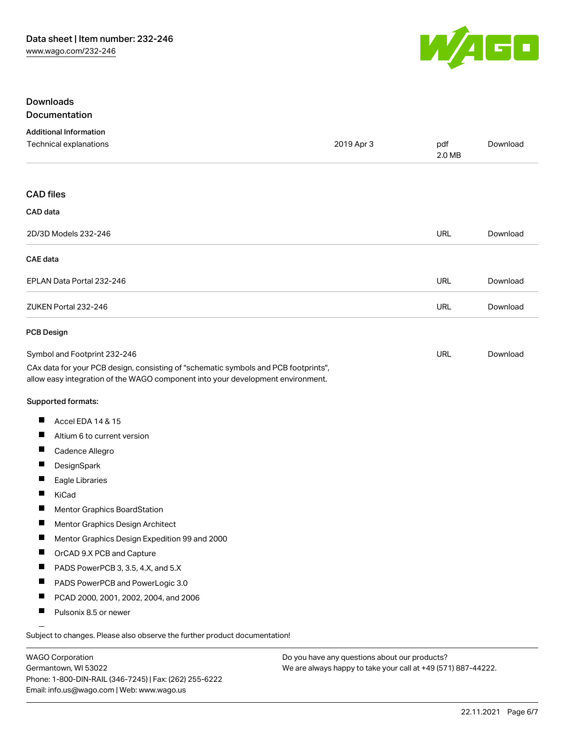## Downloads

### Documentation

**Additional Information**

| Technical explanations | 2019 Apr 3 | pdf<br>2.0 MB | Download |
|---|---|---|---|

### CAD files

**CAD data**

| 2D/3D Models 232-246 | URL | Download |
|---|---|---|

**CAE data**

| EPLAN Data Portal 232-246 | URL | Download |
|---|---|---|
| ZUKEN Portal 232-246 | URL | Download |

**PCB Design**

| Symbol and Footprint 232-246 | URL | Download |
|---|---|---|

CAx data for your PCB design, consisting of "schematic symbols and PCB footprints", allow easy integration of the WAGO component into your development environment.

**Supported formats:**

- Accel EDA 14 & 15
- Altium 6 to current version
- Cadence Allegro
- DesignSpark
- Eagle Libraries
- KiCad
- Mentor Graphics BoardStation
- Mentor Graphics Design Architect
- Mentor Graphics Design Expedition 99 and 2000
- OrCAD 9.X PCB and Capture
- PADS PowerPCB 3, 3.5, 4.X, and 5.X
- PADS PowerPCB and PowerLogic 3.0
- PCAD 2000, 2001, 2002, 2004, and 2006
- Pulsonix 8.5 or newer

Subject to changes. Please also observe the further product documentation!

WAGO Corporation
Germantown, WI 53022
Phone: 1-800-DIN-RAIL (346-7245) | Fax: (262) 255-6222
Email: info.us@wago.com | Web: www.wago.us

Do you have any questions about our products?
We are always happy to take your call at +49 (571) 887-44222.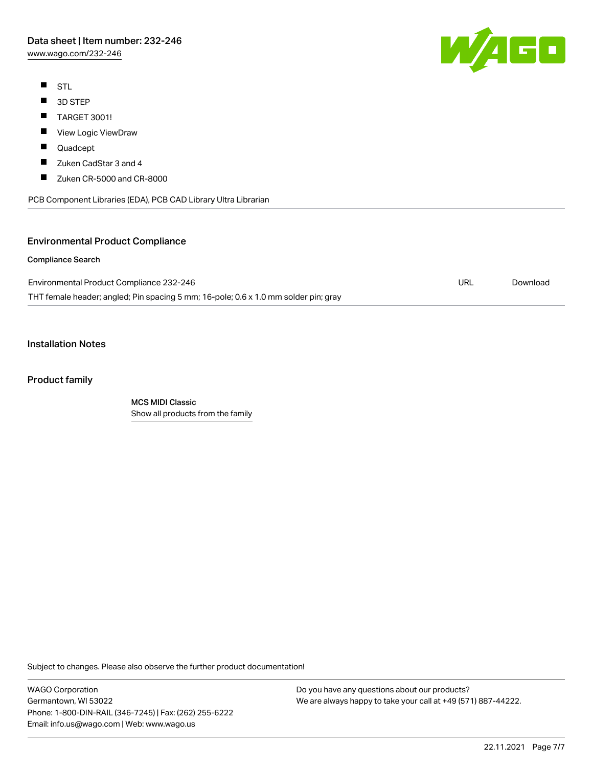- STL
- 3D STEP
- TARGET 3001!
- View Logic ViewDraw
- Quadcept
- Zuken CadStar 3 and 4
- Zuken CR-5000 and CR-8000

PCB Component Libraries (EDA), PCB CAD Library Ultra Librarian

## Environmental Product Compliance

**Compliance Search**

| | | |
|---|---|---|
| Environmental Product Compliance 232-246<br>THT female header; angled; Pin spacing 5 mm; 16-pole; 0.6 x 1.0 mm solder pin; gray | URL | Download |

## Installation Notes

## Product family

MCS MIDI Classic
Show all products from the family

Subject to changes. Please also observe the further product documentation!

WAGO Corporation
Germantown, WI 53022
Phone: 1-800-DIN-RAIL (346-7245) | Fax: (262) 255-6222
Email: info.us@wago.com | Web: www.wago.us

Do you have any questions about our products?
We are always happy to take your call at +49 (571) 887-44222.